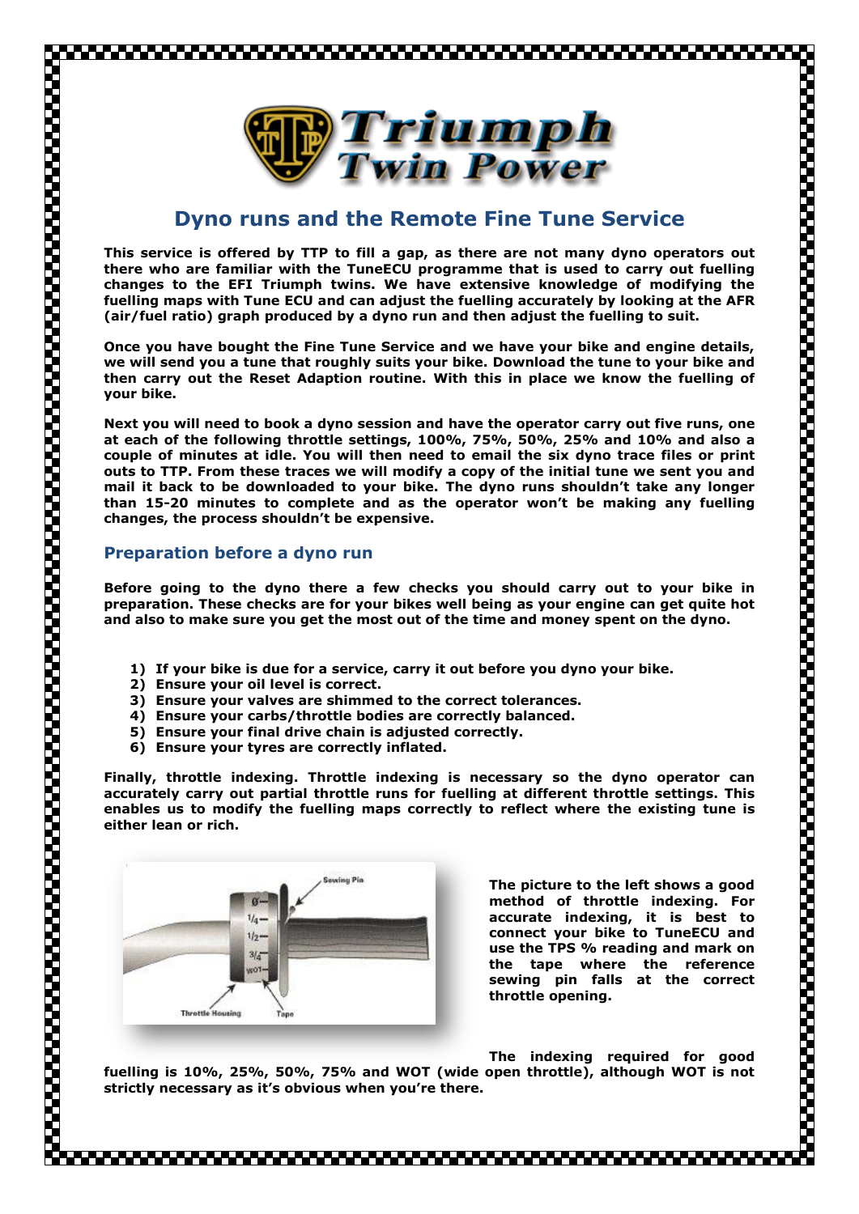# Triumph Twin Power

## Dyno runs and the Remote Fine Tune Service

**This service is offered by TTP to fill a gap, as there are not many dyno operators out there who are familiar with the TuneECU programme that is used to carry out fuelling changes to the EFI Triumph twins. We have extensive knowledge of modifying the fuelling maps with Tune ECU and can adjust the fuelling accurately by looking at the AFR (air/fuel ratio) graph produced by a dyno run and then adjust the fuelling to suit.**

**Once you have bought the Fine Tune Service and we have your bike and engine details, we will send you a tune that roughly suits your bike. Download the tune to your bike and then carry out the Reset Adaption routine. With this in place we know the fuelling of your bike.**

**Next you will need to book a dyno session and have the operator carry out five runs, one at each of the following throttle settings, 100%, 75%, 50%, 25% and 10% and also a couple of minutes at idle. You will then need to email the six dyno trace files or print outs to TTP. From these traces we will modify a copy of the initial tune we sent you and mail it back to be downloaded to your bike. The dyno runs shouldn't take any longer than 15-20 minutes to complete and as the operator won't be making any fuelling changes, the process shouldn't be expensive.**

### Preparation before a dyno run

**Before going to the dyno there a few checks you should carry out to your bike in preparation. These checks are for your bikes well being as your engine can get quite hot and also to make sure you get the most out of the time and money spent on the dyno.**

1) **If your bike is due for a service, carry it out before you dyno your bike.**
2) **Ensure your oil level is correct.**
3) **Ensure your valves are shimmed to the correct tolerances.**
4) **Ensure your carbs/throttle bodies are correctly balanced.**
5) **Ensure your final drive chain is adjusted correctly.**
6) **Ensure your tyres are correctly inflated.**

**Finally, throttle indexing. Throttle indexing is necessary so the dyno operator can accurately carry out partial throttle runs for fuelling at different throttle settings. This enables us to modify the fuelling maps correctly to reflect where the existing tune is either lean or rich.**

**The picture to the left shows a good method of throttle indexing. For accurate indexing, it is best to connect your bike to TuneECU and use the TPS % reading and mark on the tape where the reference sewing pin falls at the correct throttle opening.**

**The indexing required for good fuelling is 10%, 25%, 50%, 75% and WOT (wide open throttle), although WOT is not strictly necessary as it's obvious when you're there.**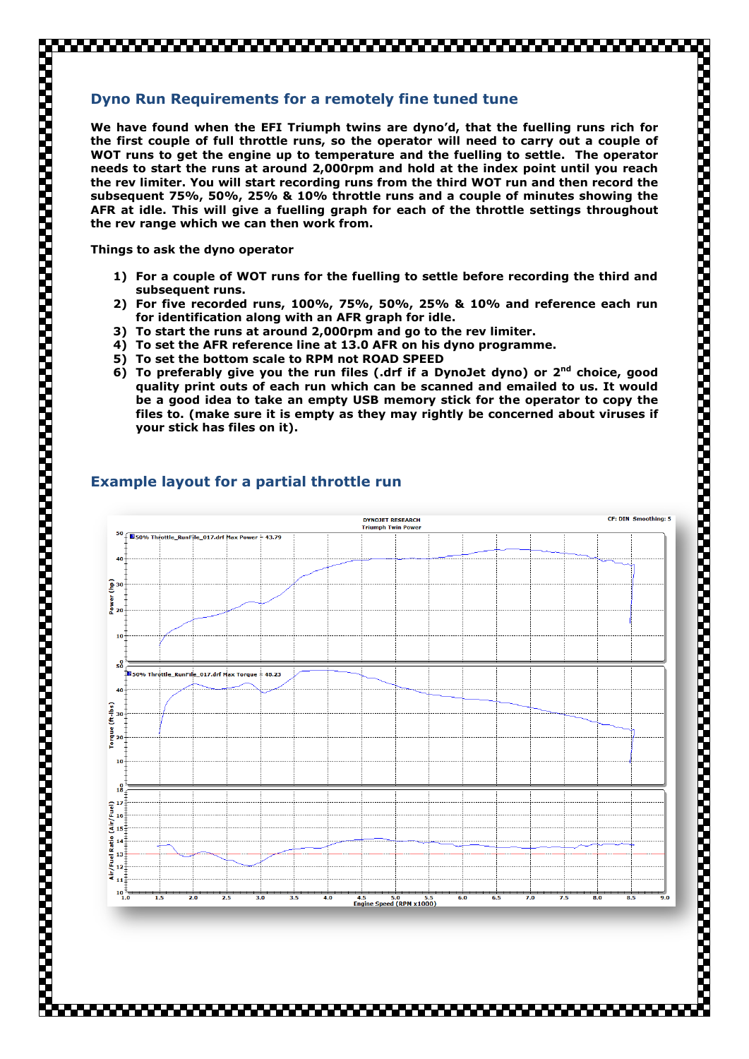## Dyno Run Requirements for a remotely fine tuned tune

**We have found when the EFI Triumph twins are dyno'd, that the fuelling runs rich for the first couple of full throttle runs, so the operator will need to carry out a couple of WOT runs to get the engine up to temperature and the fuelling to settle. The operator needs to start the runs at around 2,000rpm and hold at the index point until you reach the rev limiter. You will start recording runs from the third WOT run and then record the subsequent 75%, 50%, 25% & 10% throttle runs and a couple of minutes showing the AFR at idle. This will give a fuelling graph for each of the throttle settings throughout the rev range which we can then work from.**

**Things to ask the dyno operator**

1) **For a couple of WOT runs for the fuelling to settle before recording the third and subsequent runs.**
2) **For five recorded runs, 100%, 75%, 50%, 25% & 10% and reference each run for identification along with an AFR graph for idle.**
3) **To start the runs at around 2,000rpm and go to the rev limiter.**
4) **To set the AFR reference line at 13.0 AFR on his dyno programme.**
5) **To set the bottom scale to RPM not ROAD SPEED**
6) **To preferably give you the run files (.drf if a DynoJet dyno) or 2nd choice, good quality print outs of each run which can be scanned and emailed to us. It would be a good idea to take an empty USB memory stick for the operator to copy the files to. (make sure it is empty as they may rightly be concerned about viruses if your stick has files on it).**

## Example layout for a partial throttle run

DYNOJET RESEARCH
Triumph Twin Power
CF: DIN Smoothing: 5

50% Throttle_RunFile_017.drf Max Power = 43.79
Power (hp)
0 10 20 30 40 50

50% Throttle_RunFile_017.drf Max Torque = 48.23
Torque (ft-lbs)
0 10 20 30 40 50

Air/Fuel Ratio (Air/Fuel)
10 11 12 13 14 15 16 17 18

1.0 1.5 2.0 2.5 3.0 3.5 4.0 4.5 5.0 5.5 6.0 6.5 7.0 7.5 8.0 8.5 9.0
Engine Speed (RPM x1000)